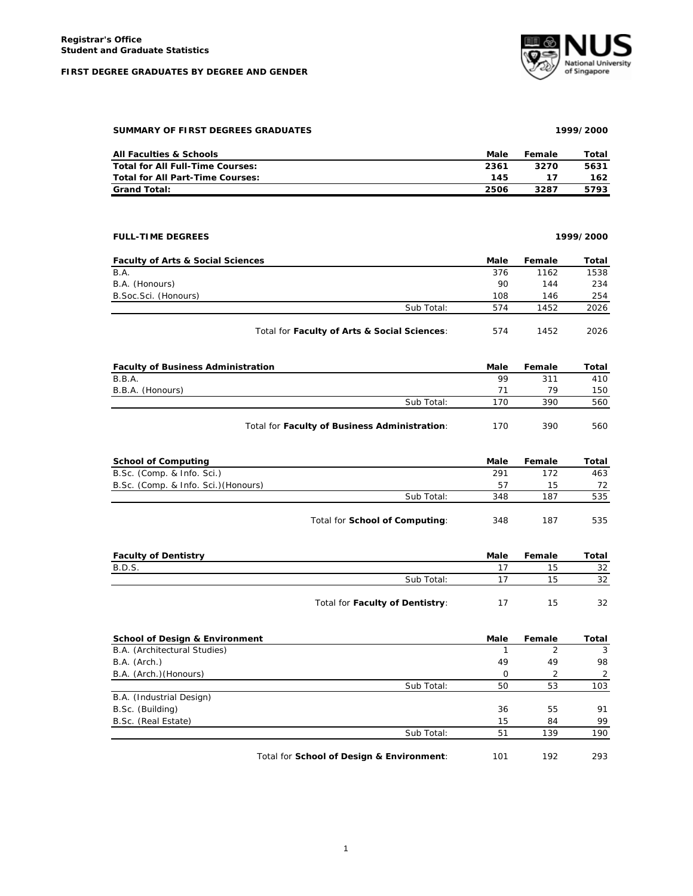**Registrar's Office**
**Student and Graduate Statistics**

**FIRST DEGREE GRADUATES BY DEGREE AND GENDER**

### SUMMARY OF FIRST DEGREES GRADUATES — 1999/2000

| All Faculties & Schools | Male | Female | Total |
|---|---|---|---|
| **Total for All Full-Time Courses:** | **2361** | **3270** | **5631** |
| **Total for All Part-Time Courses:** | **145** | **17** | **162** |
| **Grand Total:** | **2506** | **3287** | **5793** |

### FULL-TIME DEGREES — 1999/2000

| Faculty of Arts & Social Sciences | Male | Female | Total |
|---|---|---|---|
| B.A. | 376 | 1162 | 1538 |
| B.A. (Honours) | 90 | 144 | 234 |
| B.Soc.Sci. (Honours) | 108 | 146 | 254 |
| Sub Total: | 574 | 1452 | 2026 |
| Total for **Faculty of Arts & Social Sciences**: | 574 | 1452 | 2026 |

| Faculty of Business Administration | Male | Female | Total |
|---|---|---|---|
| B.B.A. | 99 | 311 | 410 |
| B.B.A. (Honours) | 71 | 79 | 150 |
| Sub Total: | 170 | 390 | 560 |
| Total for **Faculty of Business Administration**: | 170 | 390 | 560 |

| School of Computing | Male | Female | Total |
|---|---|---|---|
| B.Sc. (Comp. & Info. Sci.) | 291 | 172 | 463 |
| B.Sc. (Comp. & Info. Sci.)(Honours) | 57 | 15 | 72 |
| Sub Total: | 348 | 187 | 535 |
| Total for **School of Computing**: | 348 | 187 | 535 |

| Faculty of Dentistry | Male | Female | Total |
|---|---|---|---|
| B.D.S. | 17 | 15 | 32 |
| Sub Total: | 17 | 15 | 32 |
| Total for **Faculty of Dentistry**: | 17 | 15 | 32 |

| School of Design & Environment | Male | Female | Total |
|---|---|---|---|
| B.A. (Architectural Studies) | 1 | 2 | 3 |
| B.A. (Arch.) | 49 | 49 | 98 |
| B.A. (Arch.)(Honours) | 0 | 2 | 2 |
| Sub Total: | 50 | 53 | 103 |
| B.A. (Industrial Design) | | | |
| B.Sc. (Building) | 36 | 55 | 91 |
| B.Sc. (Real Estate) | 15 | 84 | 99 |
| Sub Total: | 51 | 139 | 190 |
| Total for **School of Design & Environment**: | 101 | 192 | 293 |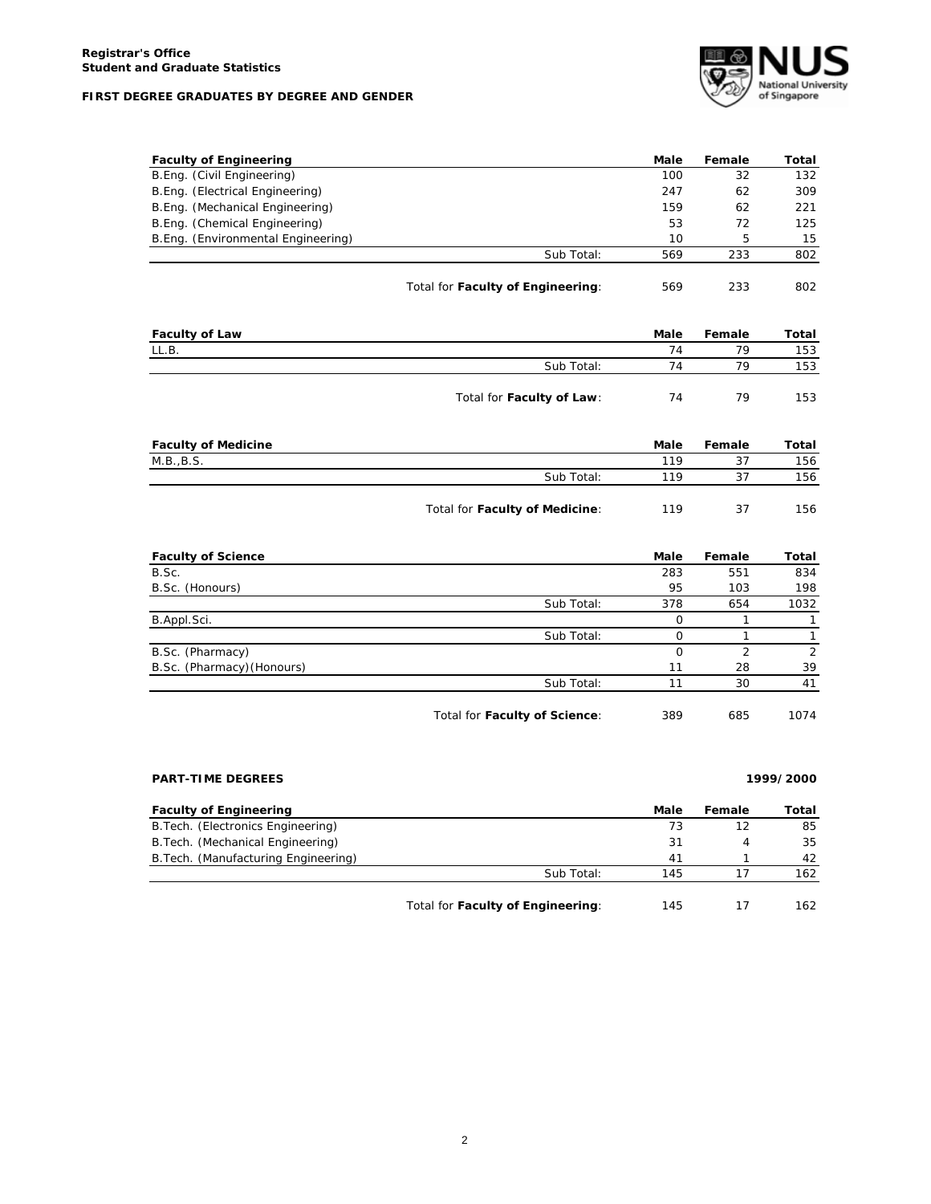**Registrar's Office**
**Student and Graduate Statistics**

**FIRST DEGREE GRADUATES BY DEGREE AND GENDER**

| **Faculty of Engineering** | **Male** | **Female** | **Total** |
|---|---|---|---|
| B.Eng. (Civil Engineering) | 100 | 32 | 132 |
| B.Eng. (Electrical Engineering) | 247 | 62 | 309 |
| B.Eng. (Mechanical Engineering) | 159 | 62 | 221 |
| B.Eng. (Chemical Engineering) | 53 | 72 | 125 |
| B.Eng. (Environmental Engineering) | 10 | 5 | 15 |
| Sub Total: | 569 | 233 | 802 |
| Total for **Faculty of Engineering**: | 569 | 233 | 802 |

| **Faculty of Law** | **Male** | **Female** | **Total** |
|---|---|---|---|
| LL.B. | 74 | 79 | 153 |
| Sub Total: | 74 | 79 | 153 |
| Total for **Faculty of Law**: | 74 | 79 | 153 |

| **Faculty of Medicine** | **Male** | **Female** | **Total** |
|---|---|---|---|
| M.B.,B.S. | 119 | 37 | 156 |
| Sub Total: | 119 | 37 | 156 |
| Total for **Faculty of Medicine**: | 119 | 37 | 156 |

| **Faculty of Science** | **Male** | **Female** | **Total** |
|---|---|---|---|
| B.Sc. | 283 | 551 | 834 |
| B.Sc. (Honours) | 95 | 103 | 198 |
| Sub Total: | 378 | 654 | 1032 |
| B.Appl.Sci. | 0 | 1 | 1 |
| Sub Total: | 0 | 1 | 1 |
| B.Sc. (Pharmacy) | 0 | 2 | 2 |
| B.Sc. (Pharmacy)(Honours) | 11 | 28 | 39 |
| Sub Total: | 11 | 30 | 41 |
| Total for **Faculty of Science**: | 389 | 685 | 1074 |

**PART-TIME DEGREES** **1999/2000**

| **Faculty of Engineering** | **Male** | **Female** | **Total** |
|---|---|---|---|
| B.Tech. (Electronics Engineering) | 73 | 12 | 85 |
| B.Tech. (Mechanical Engineering) | 31 | 4 | 35 |
| B.Tech. (Manufacturing Engineering) | 41 | 1 | 42 |
| Sub Total: | 145 | 17 | 162 |
| Total for **Faculty of Engineering**: | 145 | 17 | 162 |